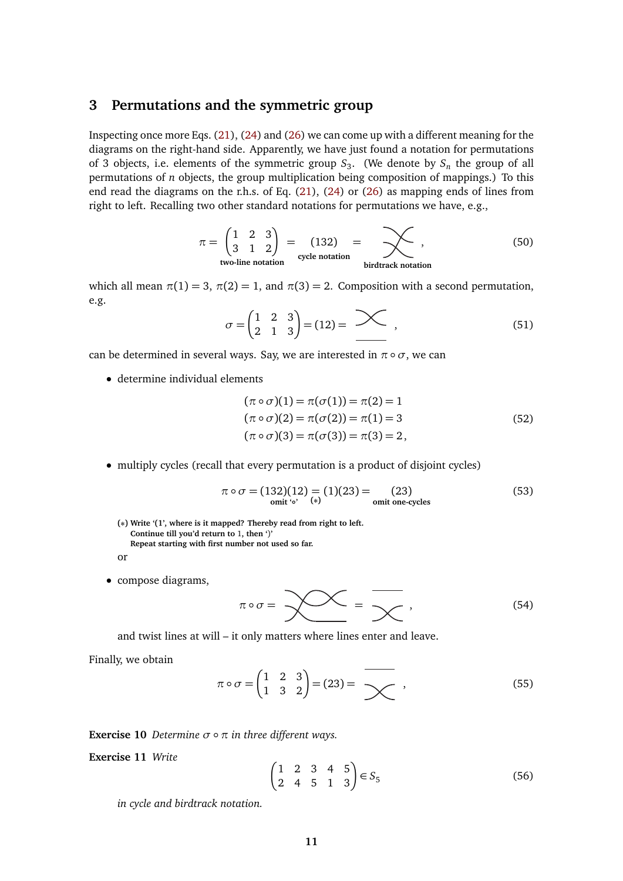## 3 Permutations and the symmetric group

Inspecting once more Eqs. (21), (24) and (26) we can come up with a different meaning for the diagrams on the right-hand side. Apparently, we have just found a notation for permutations of 3 objects, i.e. elements of the symmetric group $S_3$. (We denote by $S_n$ the group of all permutations of $n$ objects, the group multiplication being composition of mappings.) To this end read the diagrams on the r.h.s. of Eq. (21), (24) or (26) as mapping ends of lines from right to left. Recalling two other standard notations for permutations we have, e.g.,

$$\pi = \underset{\textbf{two-line notation}}{\begin{pmatrix} 1 & 2 & 3 \\ 3 & 1 & 2 \end{pmatrix}} = \underset{\textbf{cycle notation}}{(132)} = \underset{\textbf{birdtrack notation}}{[\text{diagram}]} , \tag{50}$$

which all mean $\pi(1) = 3$, $\pi(2) = 1$, and $\pi(3) = 2$. Composition with a second permutation, e.g.

$$\sigma = \begin{pmatrix} 1 & 2 & 3 \\ 2 & 1 & 3 \end{pmatrix} = (12) = [\text{diagram}] , \tag{51}$$

can be determined in several ways. Say, we are interested in $\pi \circ \sigma$, we can

- determine individual elements

$$\begin{aligned} (\pi \circ \sigma)(1) &= \pi(\sigma(1)) = \pi(2) = 1 \\ (\pi \circ \sigma)(2) &= \pi(\sigma(2)) = \pi(1) = 3 \\ (\pi \circ \sigma)(3) &= \pi(\sigma(3)) = \pi(3) = 2 , \end{aligned} \tag{52}$$

- multiply cycles (recall that every permutation is a product of disjoint cycles)

$$\pi \circ \sigma = \underset{\textbf{omit '}\circ\textbf{'}}{(132)(12)} \underset{(*)}{=} (1)(23) = \underset{\textbf{omit one-cycles}}{(23)} \tag{53}$$

  **(∗) Write '(1', where is it mapped? Thereby read from right to left.**
  **Continue till you'd return to 1, then ')'**
  **Repeat starting with first number not used so far.**

  or

- compose diagrams,

$$\pi \circ \sigma = [\text{diagram}] = [\text{diagram}] , \tag{54}$$

  and twist lines at will – it only matters where lines enter and leave.

Finally, we obtain

$$\pi \circ \sigma = \begin{pmatrix} 1 & 2 & 3 \\ 1 & 3 & 2 \end{pmatrix} = (23) = [\text{diagram}] , \tag{55}$$

**Exercise 10** *Determine $\sigma \circ \pi$ in three different ways.*

**Exercise 11** *Write*

$$\begin{pmatrix} 1 & 2 & 3 & 4 & 5 \\ 2 & 4 & 5 & 1 & 3 \end{pmatrix} \in S_5 \tag{56}$$

*in cycle and birdtrack notation.*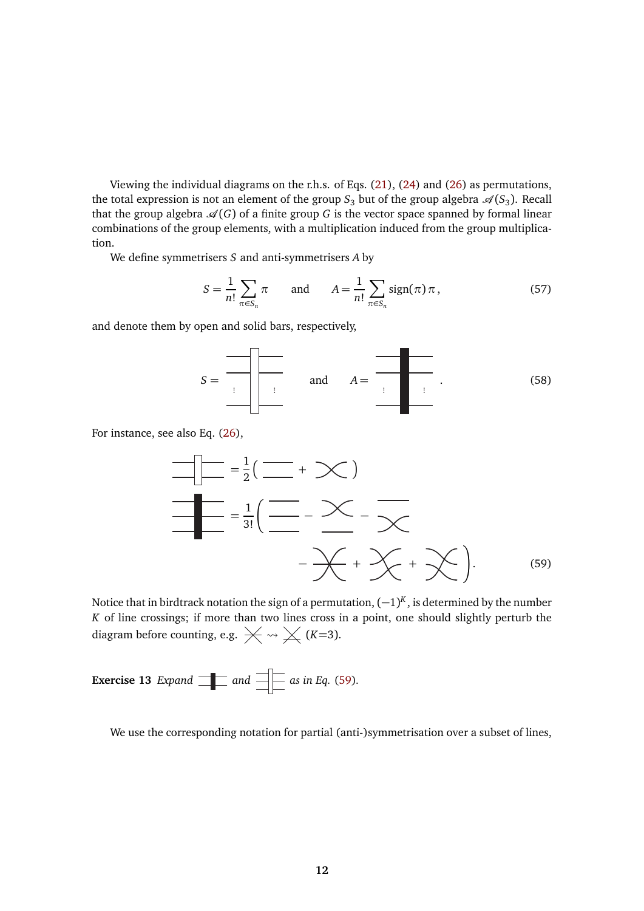Viewing the individual diagrams on the r.h.s. of Eqs. (21), (24) and (26) as permutations, the total expression is not an element of the group $S_3$ but of the group algebra $\mathscr{A}(S_3)$. Recall that the group algebra $\mathscr{A}(G)$ of a finite group $G$ is the vector space spanned by formal linear combinations of the group elements, with a multiplication induced from the group multiplication.

We define symmetrisers $S$ and anti-symmetrisers $A$ by

$$S = \frac{1}{n!} \sum_{\pi \in S_n} \pi \qquad \text{and} \qquad A = \frac{1}{n!} \sum_{\pi \in S_n} \text{sign}(\pi)\, \pi \,, \tag{57}$$

and denote them by open and solid bars, respectively,

$$S = [\text{open bar}] \qquad \text{and} \qquad A = [\text{solid bar}] \,. \tag{58}$$

For instance, see also Eq. (26),

$$[\text{open bar, 2 lines}] = \frac{1}{2}\Big( [\text{identity}] + [\text{crossing}] \Big)$$

$$[\text{solid bar, 3 lines}] = \frac{1}{3!}\Big( [\text{identity}] - [\text{crossing}] - [\text{crossing}] - [\text{crossing}] + [\text{crossing}] + [\text{crossing}] \Big). \tag{59}$$

Notice that in birdtrack notation the sign of a permutation, $(-1)^K$, is determined by the number $K$ of line crossings; if more than two lines cross in a point, one should slightly perturb the diagram before counting, e.g. $[\text{triple crossing}] \rightsquigarrow [\text{perturbed crossing}]$ ($K$=3).

**Exercise 13** *Expand* $[\text{solid bar, 2 lines}]$ *and* $[\text{open bar, 3 lines}]$ *as in Eq.* (59).

We use the corresponding notation for partial (anti-)symmetrisation over a subset of lines,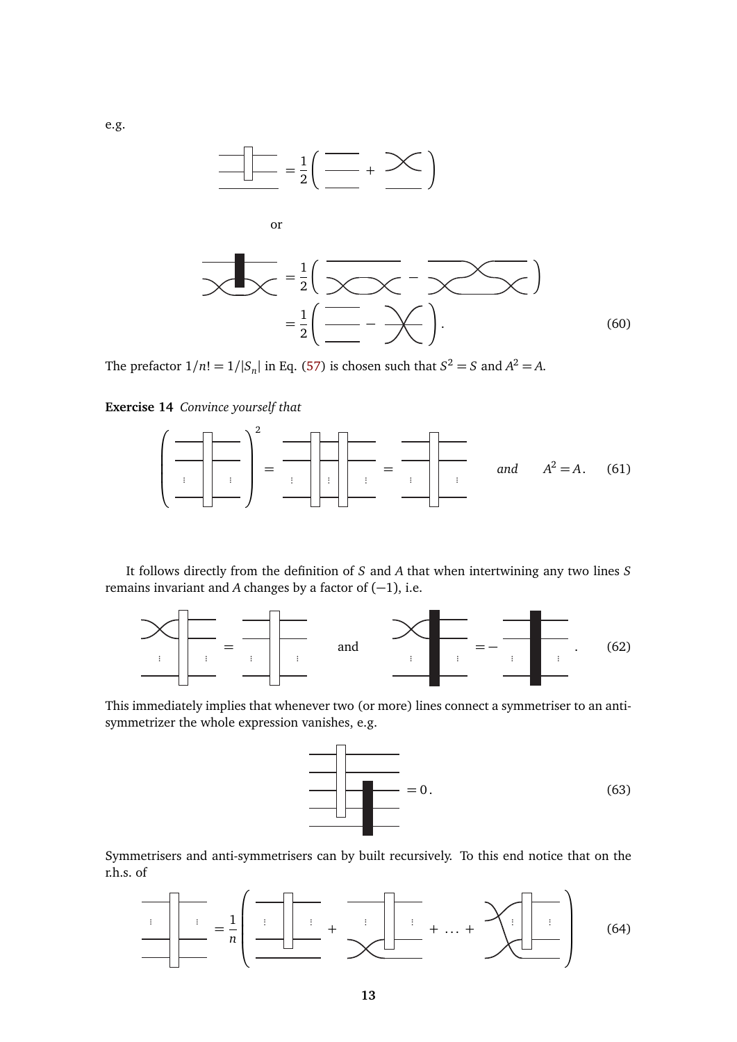e.g.

$$\text{[birdtrack diagram: symmetriser on two lines]} = \frac{1}{2}\left( \text{[two parallel lines]} + \text{[crossed lines]} \right)$$

or

$$\begin{aligned}\text{[birdtrack diagram: anti-symmetriser between crossings]} &= \frac{1}{2}\left( \text{[diagram]} - \text{[diagram]} \right) \\ &= \frac{1}{2}\left( \text{[two parallel lines]} - \text{[crossed lines]} \right).\end{aligned} \tag{60}$$

The prefactor $1/n! = 1/|S_n|$ in Eq. (57) is chosen such that $S^2 = S$ and $A^2 = A$.

**Exercise 14** *Convince yourself that*

$$\left( \text{[symmetriser]} \right)^2 = \text{[two symmetrisers in sequence]} = \text{[symmetriser]} \qquad \textit{and} \qquad A^2 = A\,. \tag{61}$$

It follows directly from the definition of $S$ and $A$ that when intertwining any two lines $S$ remains invariant and $A$ changes by a factor of $(-1)$, i.e.

$$\text{[crossing followed by symmetriser]} = \text{[symmetriser]} \qquad \text{and} \qquad \text{[crossing followed by anti-symmetriser]} = -\,\text{[anti-symmetriser]}\,. \tag{62}$$

This immediately implies that whenever two (or more) lines connect a symmetriser to an anti-symmetrizer the whole expression vanishes, e.g.

$$\text{[symmetriser connected by two lines to anti-symmetriser]} = 0\,. \tag{63}$$

Symmetrisers and anti-symmetrisers can by built recursively. To this end notice that on the r.h.s. of

$$\text{[symmetriser on } n \text{ lines]} = \frac{1}{n}\left( \text{[diagram]} + \text{[diagram]} + \ldots + \text{[diagram]} \right) \tag{64}$$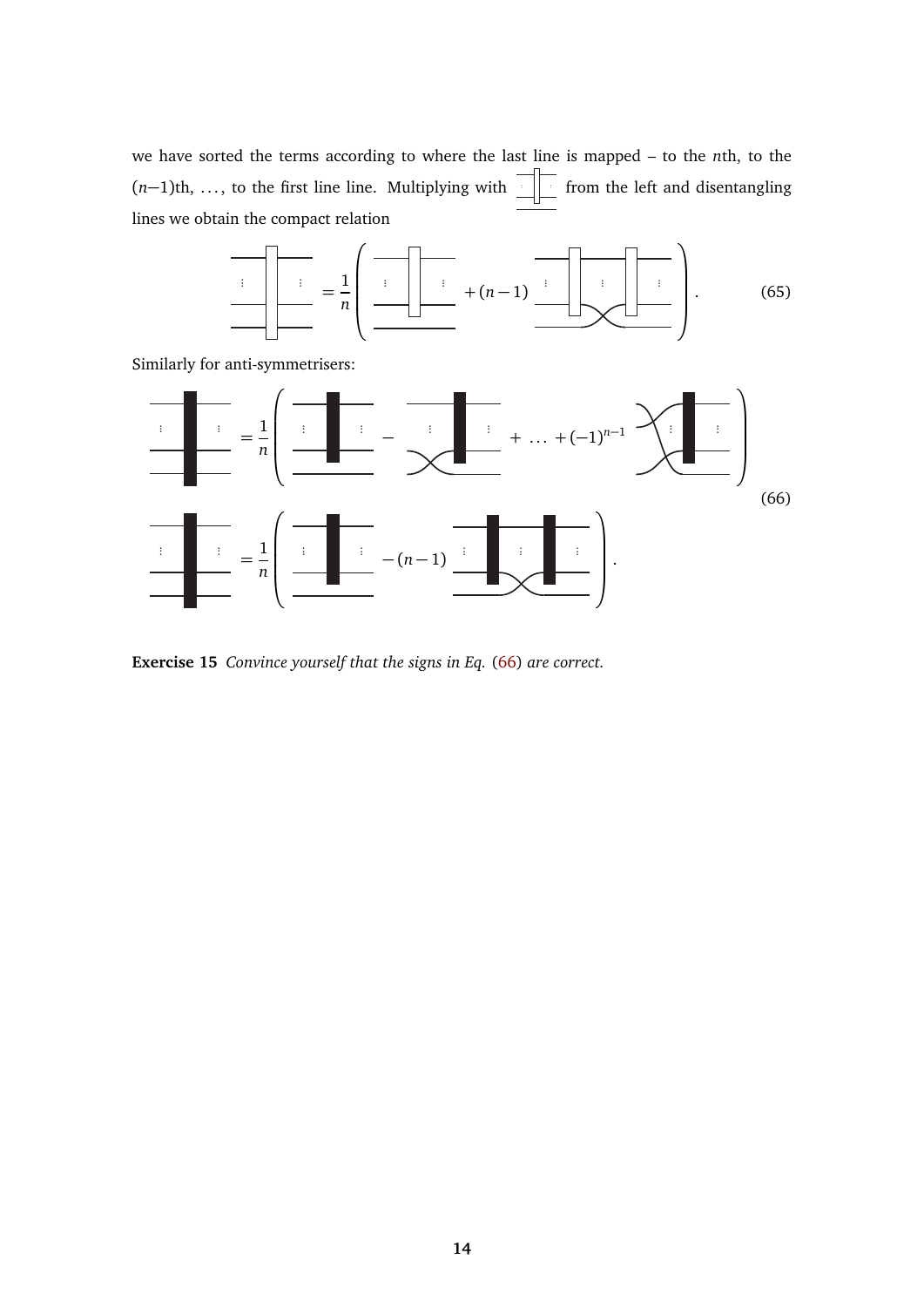we have sorted the terms according to where the last line is mapped – to the $n$th, to the ($n$−1)th, …, to the first line line. Multiplying with [symmetriser diagram] from the left and disentangling lines we obtain the compact relation

$$[\text{symmetriser diagram}] = \frac{1}{n}\left( [\text{diagram}] + (n-1) [\text{diagram}] \right). \tag{65}$$

Similarly for anti-symmetrisers:

$$[\text{anti-symmetriser diagram}] = \frac{1}{n}\left( [\text{diagram}] - [\text{diagram}] + \ldots + (-1)^{n-1} [\text{diagram}] \right)$$

$$[\text{anti-symmetriser diagram}] = \frac{1}{n}\left( [\text{diagram}] - (n-1) [\text{diagram}] \right). \tag{66}$$

**Exercise 15** *Convince yourself that the signs in Eq. (66) are correct.*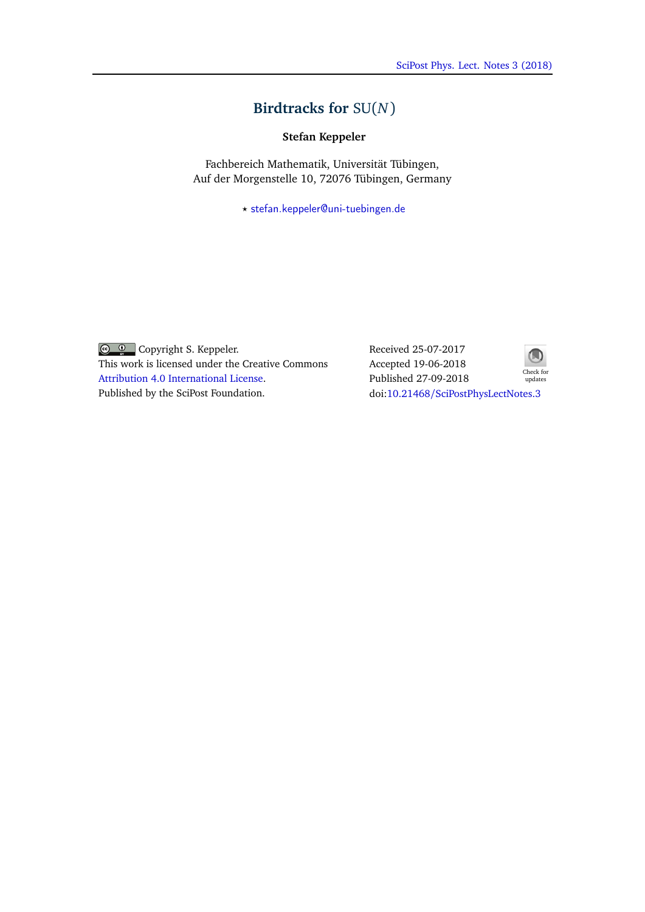# Birdtracks for SU($N$)

**Stefan Keppeler**

Fachbereich Mathematik, Universität Tübingen,
Auf der Morgenstelle 10, 72076 Tübingen, Germany

⋆ stefan.keppeler@uni-tuebingen.de

Copyright S. Keppeler.
This work is licensed under the Creative Commons Attribution 4.0 International License.
Published by the SciPost Foundation.

Received 25-07-2017
Accepted 19-06-2018
Published 27-09-2018
doi:10.21468/SciPostPhysLectNotes.3